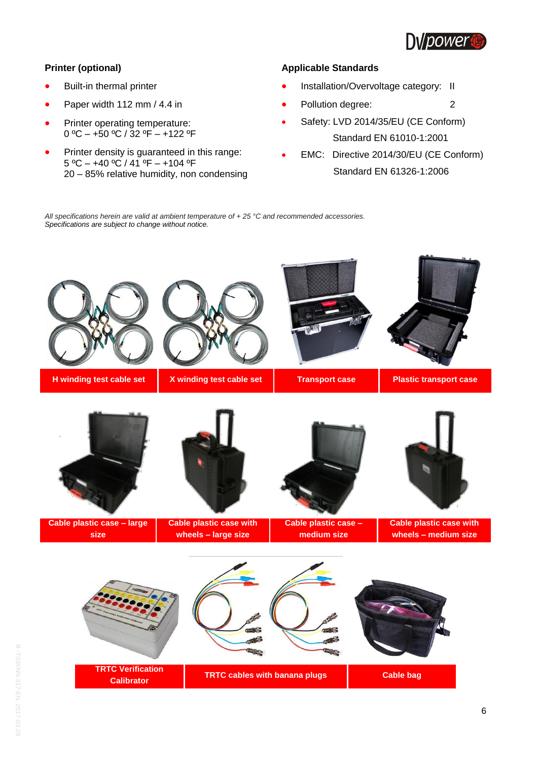**Printer (optional)**

- Built-in thermal printer
- Paper width 112 mm / 4.4 in
- Printer operating temperature:
  0 ºC – +50 ºC / 32 ºF – +122 ºF
- Printer density is guaranteed in this range:
  5 ºC – +40 ºC / 41 ºF – +104 ºF
  20 – 85% relative humidity, non condensing

**Applicable Standards**

- Installation/Overvoltage category: II
- Pollution degree: 2
- Safety: LVD 2014/35/EU (CE Conform)
  Standard EN 61010-1:2001
- EMC: Directive 2014/30/EU (CE Conform)
  Standard EN 61326-1:2006

*All specifications herein are valid at ambient temperature of + 25 °C and recommended accessories.*
*Specifications are subject to change without notice.*

**H winding test cable set** | **X winding test cable set** | **Transport case** | **Plastic transport case**

**Cable plastic case – large size** | **Cable plastic case with wheels – large size** | **Cable plastic case – medium size** | **Cable plastic case with wheels – medium size**

**TRTC Verification Calibrator** | **TRTC cables with banana plugs** | **Cable bag**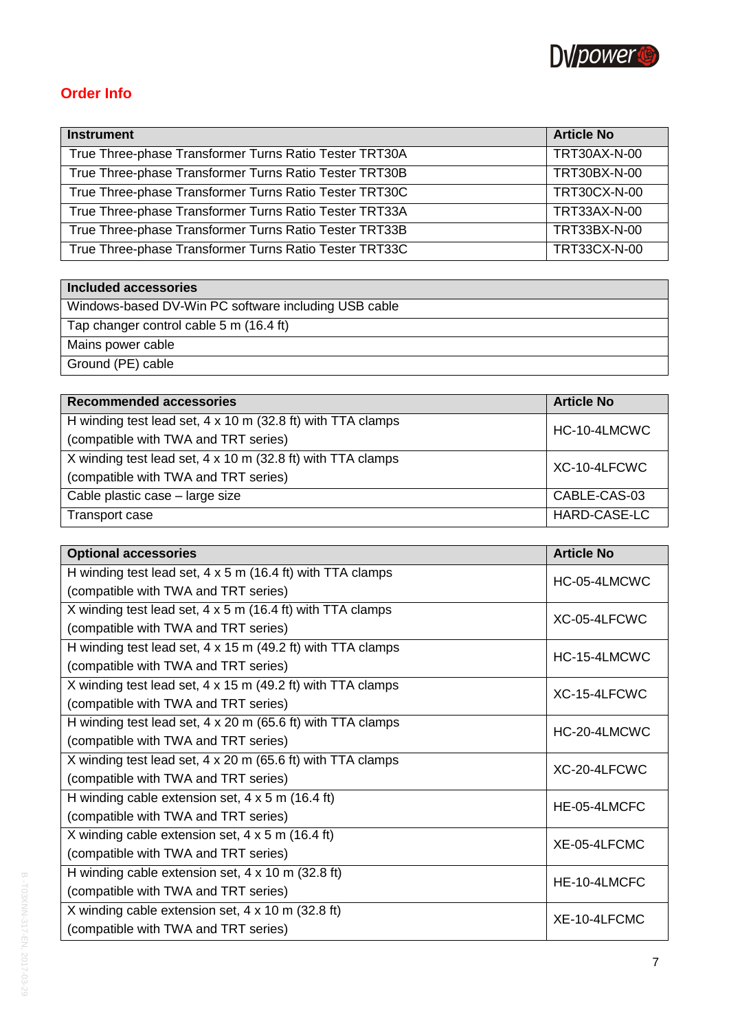## Order Info

| Instrument | Article No |
|---|---|
| True Three-phase Transformer Turns Ratio Tester TRT30A | TRT30AX-N-00 |
| True Three-phase Transformer Turns Ratio Tester TRT30B | TRT30BX-N-00 |
| True Three-phase Transformer Turns Ratio Tester TRT30C | TRT30CX-N-00 |
| True Three-phase Transformer Turns Ratio Tester TRT33A | TRT33AX-N-00 |
| True Three-phase Transformer Turns Ratio Tester TRT33B | TRT33BX-N-00 |
| True Three-phase Transformer Turns Ratio Tester TRT33C | TRT33CX-N-00 |

| Included accessories |
|---|
| Windows-based DV-Win PC software including USB cable |
| Tap changer control cable 5 m (16.4 ft) |
| Mains power cable |
| Ground (PE) cable |

| Recommended accessories | Article No |
|---|---|
| H winding test lead set, 4 x 10 m (32.8 ft) with TTA clamps (compatible with TWA and TRT series) | HC-10-4LMCWC |
| X winding test lead set, 4 x 10 m (32.8 ft) with TTA clamps (compatible with TWA and TRT series) | XC-10-4LFCWC |
| Cable plastic case – large size | CABLE-CAS-03 |
| Transport case | HARD-CASE-LC |

| Optional accessories | Article No |
|---|---|
| H winding test lead set, 4 x 5 m (16.4 ft) with TTA clamps (compatible with TWA and TRT series) | HC-05-4LMCWC |
| X winding test lead set, 4 x 5 m (16.4 ft) with TTA clamps (compatible with TWA and TRT series) | XC-05-4LFCWC |
| H winding test lead set, 4 x 15 m (49.2 ft) with TTA clamps (compatible with TWA and TRT series) | HC-15-4LMCWC |
| X winding test lead set, 4 x 15 m (49.2 ft) with TTA clamps (compatible with TWA and TRT series) | XC-15-4LFCWC |
| H winding test lead set, 4 x 20 m (65.6 ft) with TTA clamps (compatible with TWA and TRT series) | HC-20-4LMCWC |
| X winding test lead set, 4 x 20 m (65.6 ft) with TTA clamps (compatible with TWA and TRT series) | XC-20-4LFCWC |
| H winding cable extension set, 4 x 5 m (16.4 ft) (compatible with TWA and TRT series) | HE-05-4LMCFC |
| X winding cable extension set, 4 x 5 m (16.4 ft) (compatible with TWA and TRT series) | XE-05-4LFCMC |
| H winding cable extension set, 4 x 10 m (32.8 ft) (compatible with TWA and TRT series) | HE-10-4LMCFC |
| X winding cable extension set, 4 x 10 m (32.8 ft) (compatible with TWA and TRT series) | XE-10-4LFCMC |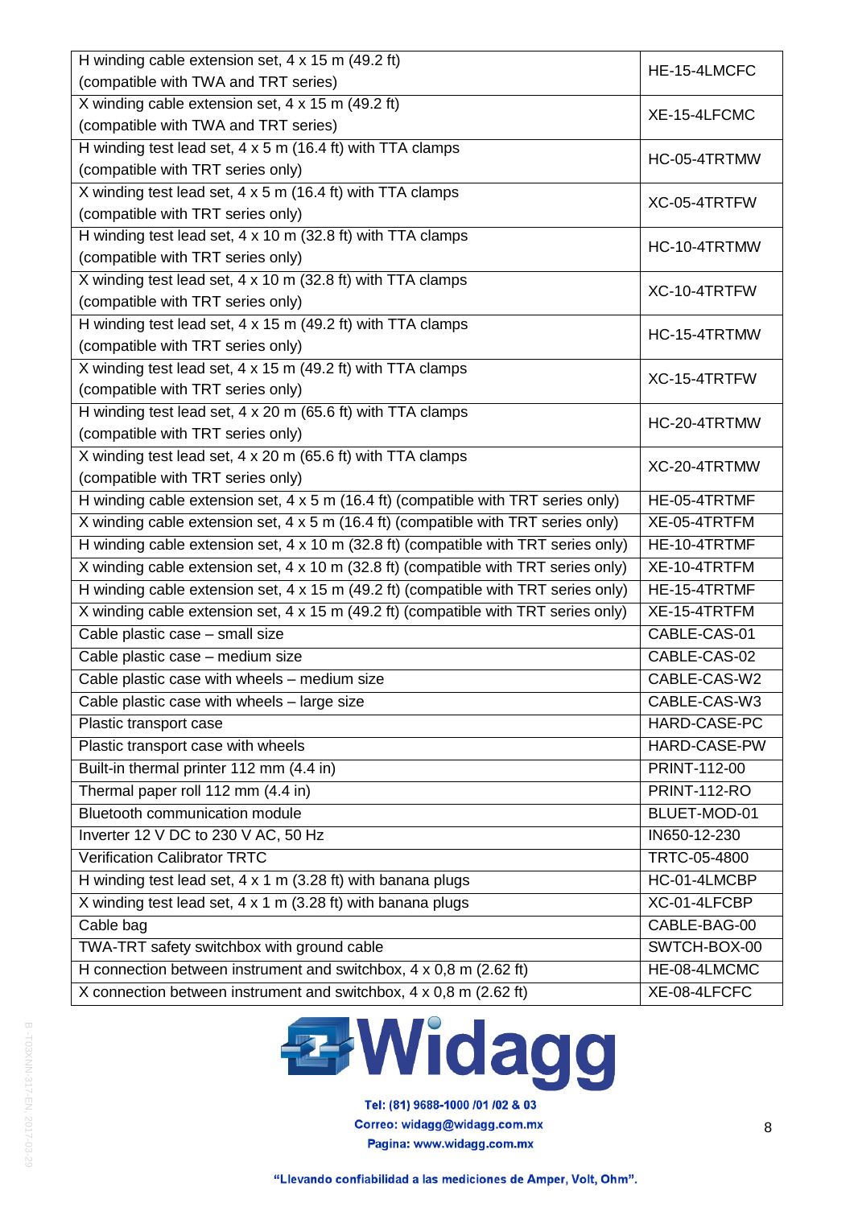| | |
|---|---|
| H winding cable extension set, 4 x 15 m (49.2 ft) (compatible with TWA and TRT series) | HE-15-4LMCFC |
| X winding cable extension set, 4 x 15 m (49.2 ft) (compatible with TWA and TRT series) | XE-15-4LFCMC |
| H winding test lead set, 4 x 5 m (16.4 ft) with TTA clamps (compatible with TRT series only) | HC-05-4TRTMW |
| X winding test lead set, 4 x 5 m (16.4 ft) with TTA clamps (compatible with TRT series only) | XC-05-4TRTFW |
| H winding test lead set, 4 x 10 m (32.8 ft) with TTA clamps (compatible with TRT series only) | HC-10-4TRTMW |
| X winding test lead set, 4 x 10 m (32.8 ft) with TTA clamps (compatible with TRT series only) | XC-10-4TRTFW |
| H winding test lead set, 4 x 15 m (49.2 ft) with TTA clamps (compatible with TRT series only) | HC-15-4TRTMW |
| X winding test lead set, 4 x 15 m (49.2 ft) with TTA clamps (compatible with TRT series only) | XC-15-4TRTFW |
| H winding test lead set, 4 x 20 m (65.6 ft) with TTA clamps (compatible with TRT series only) | HC-20-4TRTMW |
| X winding test lead set, 4 x 20 m (65.6 ft) with TTA clamps (compatible with TRT series only) | XC-20-4TRTMW |
| H winding cable extension set, 4 x 5 m (16.4 ft) (compatible with TRT series only) | HE-05-4TRTMF |
| X winding cable extension set, 4 x 5 m (16.4 ft) (compatible with TRT series only) | XE-05-4TRTFM |
| H winding cable extension set, 4 x 10 m (32.8 ft) (compatible with TRT series only) | HE-10-4TRTMF |
| X winding cable extension set, 4 x 10 m (32.8 ft) (compatible with TRT series only) | XE-10-4TRTFM |
| H winding cable extension set, 4 x 15 m (49.2 ft) (compatible with TRT series only) | HE-15-4TRTMF |
| X winding cable extension set, 4 x 15 m (49.2 ft) (compatible with TRT series only) | XE-15-4TRTFM |
| Cable plastic case – small size | CABLE-CAS-01 |
| Cable plastic case – medium size | CABLE-CAS-02 |
| Cable plastic case with wheels – medium size | CABLE-CAS-W2 |
| Cable plastic case with wheels – large size | CABLE-CAS-W3 |
| Plastic transport case | HARD-CASE-PC |
| Plastic transport case with wheels | HARD-CASE-PW |
| Built-in thermal printer 112 mm (4.4 in) | PRINT-112-00 |
| Thermal paper roll 112 mm (4.4 in) | PRINT-112-RO |
| Bluetooth communication module | BLUET-MOD-01 |
| Inverter 12 V DC to 230 V AC, 50 Hz | IN650-12-230 |
| Verification Calibrator TRTC | TRTC-05-4800 |
| H winding test lead set, 4 x 1 m (3.28 ft) with banana plugs | HC-01-4LMCBP |
| X winding test lead set, 4 x 1 m (3.28 ft) with banana plugs | XC-01-4LFCBP |
| Cable bag | CABLE-BAG-00 |
| TWA-TRT safety switchbox with ground cable | SWTCH-BOX-00 |
| H connection between instrument and switchbox, 4 x 0,8 m (2.62 ft) | HE-08-4LMCMC |
| X connection between instrument and switchbox, 4 x 0,8 m (2.62 ft) | XE-08-4LFCFC |

Widagg

Tel: (81) 9688-1000 /01 /02 & 03
Correo: widagg@widagg.com.mx
Pagina: www.widagg.com.mx

"Llevando confiabilidad a las mediciones de Amper, Volt, Ohm".